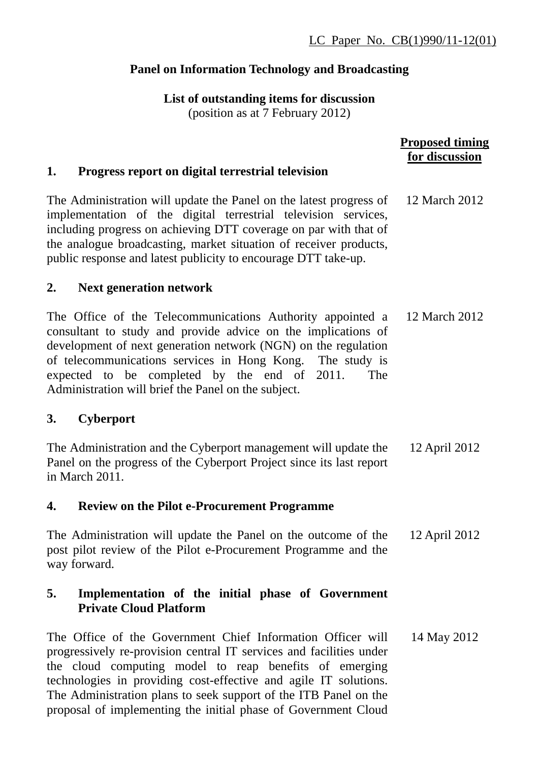LC Paper No. CB(1)990/11-12(01)

## Panel on Information Technology and Broadcasting

**List of outstanding items for discussion**
(position as at 7 February 2012)

| | Proposed timing for discussion |
|---|---|
| **1. Progress report on digital terrestrial television** | |
| The Administration will update the Panel on the latest progress of implementation of the digital terrestrial television services, including progress on achieving DTT coverage on par with that of the analogue broadcasting, market situation of receiver products, public response and latest publicity to encourage DTT take-up. | 12 March 2012 |
| **2. Next generation network** | |
| The Office of the Telecommunications Authority appointed a consultant to study and provide advice on the implications of development of next generation network (NGN) on the regulation of telecommunications services in Hong Kong. The study is expected to be completed by the end of 2011. The Administration will brief the Panel on the subject. | 12 March 2012 |
| **3. Cyberport** | |
| The Administration and the Cyberport management will update the Panel on the progress of the Cyberport Project since its last report in March 2011. | 12 April 2012 |
| **4. Review on the Pilot e-Procurement Programme** | |
| The Administration will update the Panel on the outcome of the post pilot review of the Pilot e-Procurement Programme and the way forward. | 12 April 2012 |
| **5. Implementation of the initial phase of Government Private Cloud Platform** | |
| The Office of the Government Chief Information Officer will progressively re-provision central IT services and facilities under the cloud computing model to reap benefits of emerging technologies in providing cost-effective and agile IT solutions. The Administration plans to seek support of the ITB Panel on the proposal of implementing the initial phase of Government Cloud | 14 May 2012 |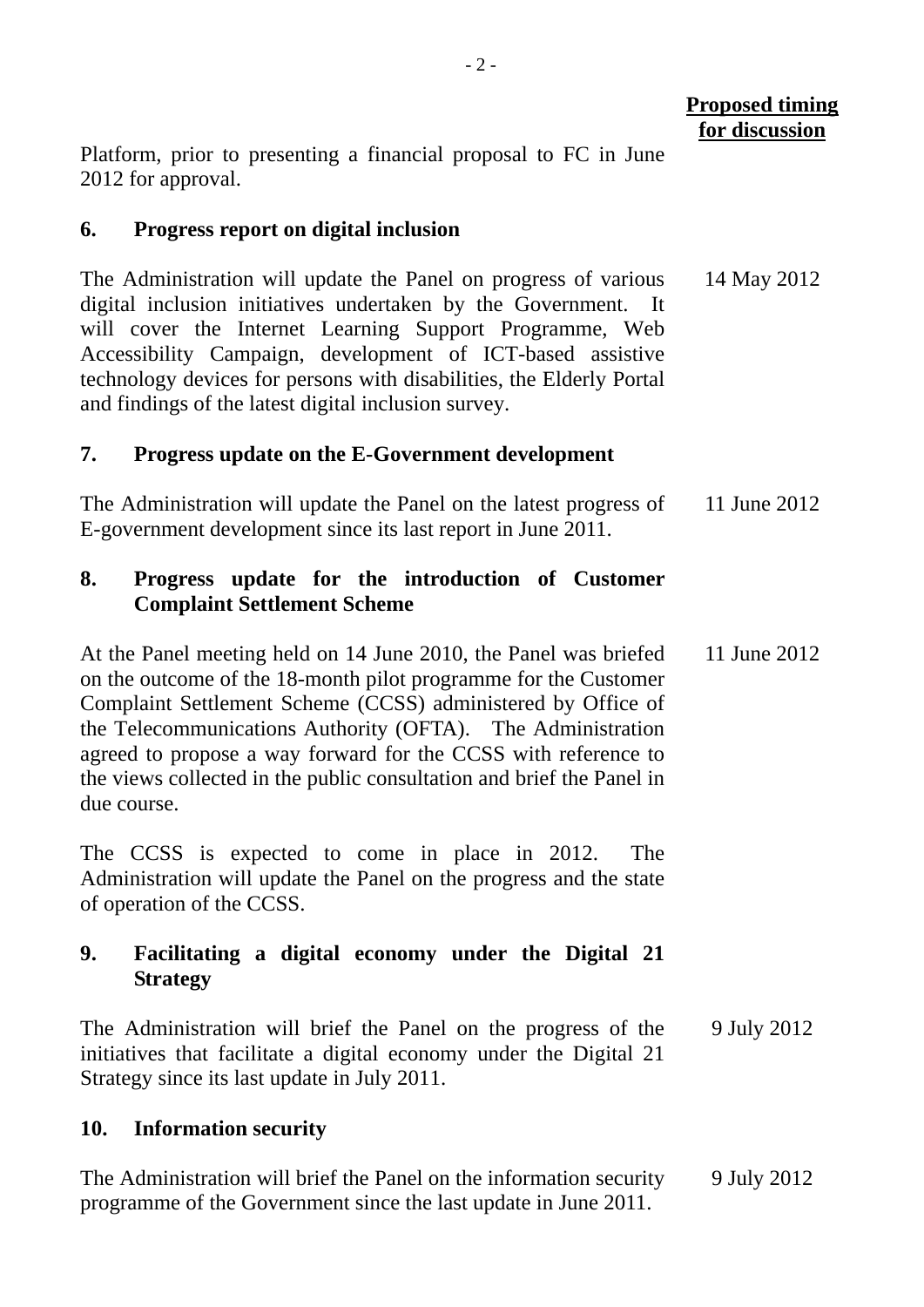**Proposed timing for discussion**

Platform, prior to presenting a financial proposal to FC in June 2012 for approval.

**6. Progress report on digital inclusion**

The Administration will update the Panel on progress of various digital inclusion initiatives undertaken by the Government. It will cover the Internet Learning Support Programme, Web Accessibility Campaign, development of ICT-based assistive technology devices for persons with disabilities, the Elderly Portal and findings of the latest digital inclusion survey. — 14 May 2012

**7. Progress update on the E-Government development**

The Administration will update the Panel on the latest progress of E-government development since its last report in June 2011. — 11 June 2012

**8. Progress update for the introduction of Customer Complaint Settlement Scheme**

At the Panel meeting held on 14 June 2010, the Panel was briefed on the outcome of the 18-month pilot programme for the Customer Complaint Settlement Scheme (CCSS) administered by Office of the Telecommunications Authority (OFTA). The Administration agreed to propose a way forward for the CCSS with reference to the views collected in the public consultation and brief the Panel in due course. — 11 June 2012

The CCSS is expected to come in place in 2012. The Administration will update the Panel on the progress and the state of operation of the CCSS.

**9. Facilitating a digital economy under the Digital 21 Strategy**

The Administration will brief the Panel on the progress of the initiatives that facilitate a digital economy under the Digital 21 Strategy since its last update in July 2011. — 9 July 2012

**10. Information security**

The Administration will brief the Panel on the information security programme of the Government since the last update in June 2011. — 9 July 2012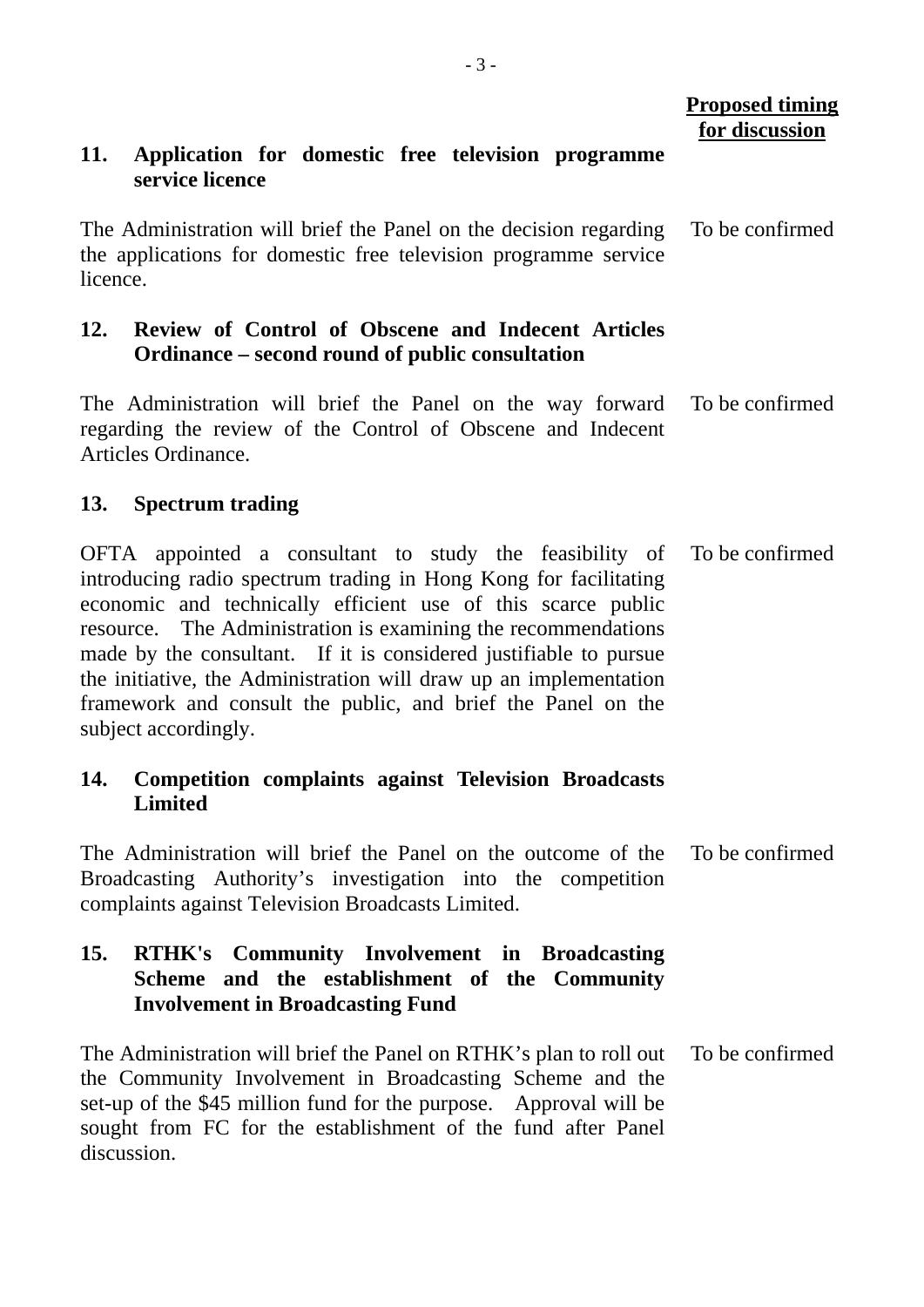**Proposed timing for discussion**

**11. Application for domestic free television programme service licence**

The Administration will brief the Panel on the decision regarding the applications for domestic free television programme service licence. — To be confirmed

**12. Review of Control of Obscene and Indecent Articles Ordinance – second round of public consultation**

The Administration will brief the Panel on the way forward regarding the review of the Control of Obscene and Indecent Articles Ordinance. — To be confirmed

**13. Spectrum trading**

OFTA appointed a consultant to study the feasibility of introducing radio spectrum trading in Hong Kong for facilitating economic and technically efficient use of this scarce public resource. The Administration is examining the recommendations made by the consultant. If it is considered justifiable to pursue the initiative, the Administration will draw up an implementation framework and consult the public, and brief the Panel on the subject accordingly. — To be confirmed

**14. Competition complaints against Television Broadcasts Limited**

The Administration will brief the Panel on the outcome of the Broadcasting Authority's investigation into the competition complaints against Television Broadcasts Limited. — To be confirmed

**15. RTHK's Community Involvement in Broadcasting Scheme and the establishment of the Community Involvement in Broadcasting Fund**

The Administration will brief the Panel on RTHK's plan to roll out the Community Involvement in Broadcasting Scheme and the set-up of the $45 million fund for the purpose. Approval will be sought from FC for the establishment of the fund after Panel discussion. — To be confirmed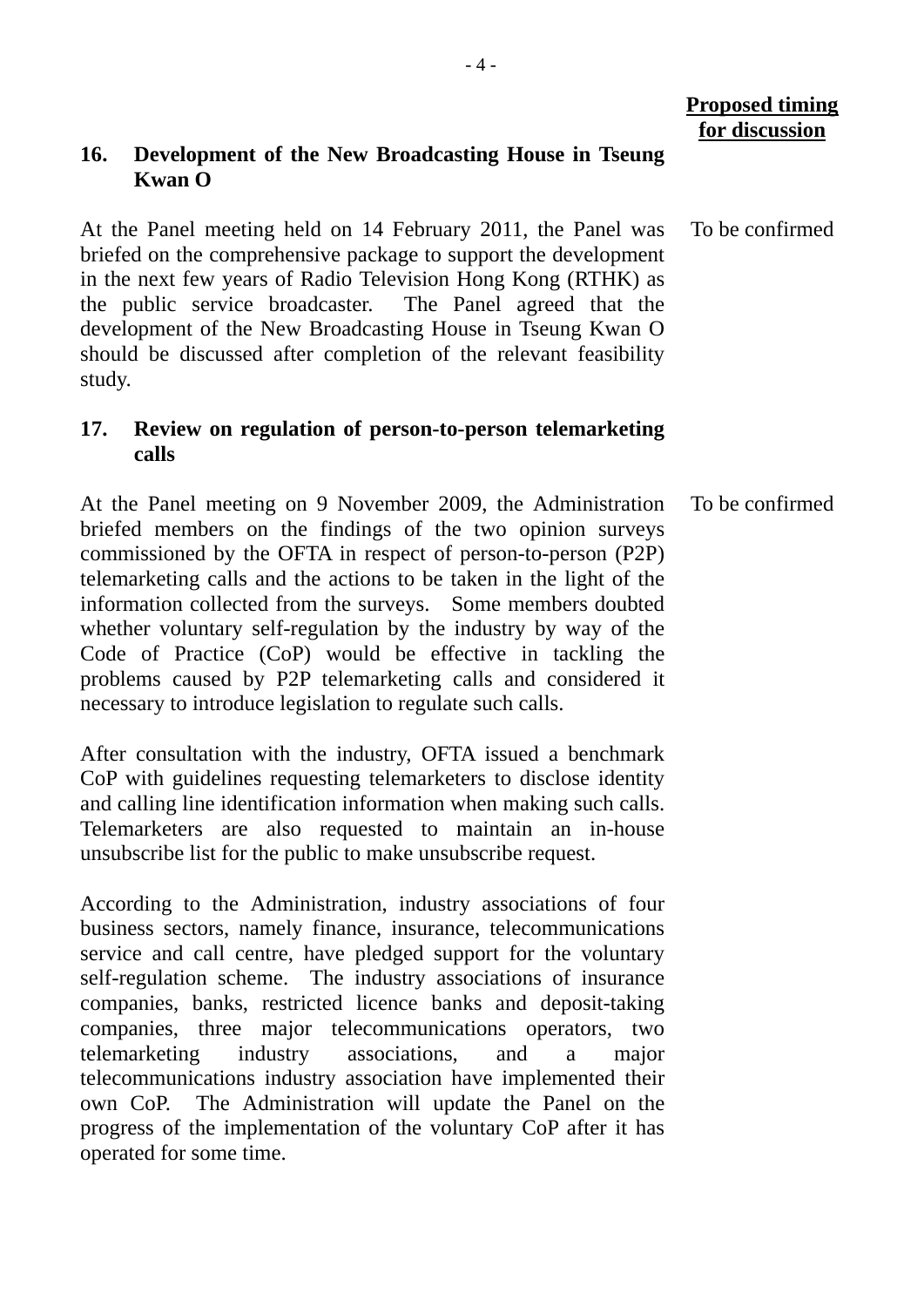**Proposed timing for discussion**

**16. Development of the New Broadcasting House in Tseung Kwan O**

At the Panel meeting held on 14 February 2011, the Panel was briefed on the comprehensive package to support the development in the next few years of Radio Television Hong Kong (RTHK) as the public service broadcaster. The Panel agreed that the development of the New Broadcasting House in Tseung Kwan O should be discussed after completion of the relevant feasibility study.

To be confirmed

**17. Review on regulation of person-to-person telemarketing calls**

At the Panel meeting on 9 November 2009, the Administration briefed members on the findings of the two opinion surveys commissioned by the OFTA in respect of person-to-person (P2P) telemarketing calls and the actions to be taken in the light of the information collected from the surveys. Some members doubted whether voluntary self-regulation by the industry by way of the Code of Practice (CoP) would be effective in tackling the problems caused by P2P telemarketing calls and considered it necessary to introduce legislation to regulate such calls.

To be confirmed

After consultation with the industry, OFTA issued a benchmark CoP with guidelines requesting telemarketers to disclose identity and calling line identification information when making such calls. Telemarketers are also requested to maintain an in-house unsubscribe list for the public to make unsubscribe request.

According to the Administration, industry associations of four business sectors, namely finance, insurance, telecommunications service and call centre, have pledged support for the voluntary self-regulation scheme. The industry associations of insurance companies, banks, restricted licence banks and deposit-taking companies, three major telecommunications operators, two telemarketing industry associations, and a major telecommunications industry association have implemented their own CoP. The Administration will update the Panel on the progress of the implementation of the voluntary CoP after it has operated for some time.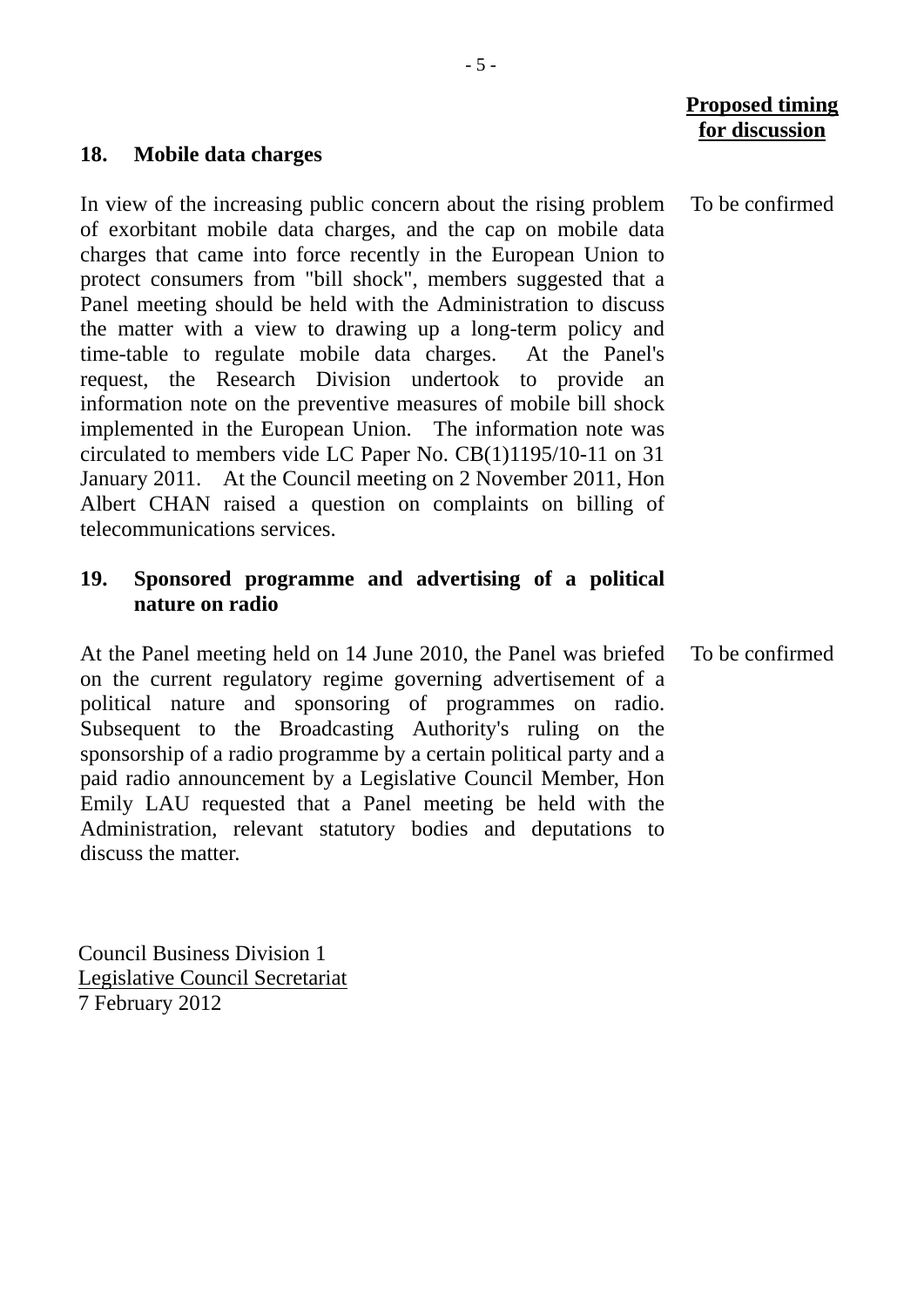**Proposed timing for discussion**

**18. Mobile data charges**

In view of the increasing public concern about the rising problem of exorbitant mobile data charges, and the cap on mobile data charges that came into force recently in the European Union to protect consumers from "bill shock", members suggested that a Panel meeting should be held with the Administration to discuss the matter with a view to drawing up a long-term policy and time-table to regulate mobile data charges. At the Panel's request, the Research Division undertook to provide an information note on the preventive measures of mobile bill shock implemented in the European Union. The information note was circulated to members vide LC Paper No. CB(1)1195/10-11 on 31 January 2011. At the Council meeting on 2 November 2011, Hon Albert CHAN raised a question on complaints on billing of telecommunications services.

To be confirmed

**19. Sponsored programme and advertising of a political nature on radio**

At the Panel meeting held on 14 June 2010, the Panel was briefed on the current regulatory regime governing advertisement of a political nature and sponsoring of programmes on radio. Subsequent to the Broadcasting Authority's ruling on the sponsorship of a radio programme by a certain political party and a paid radio announcement by a Legislative Council Member, Hon Emily LAU requested that a Panel meeting be held with the Administration, relevant statutory bodies and deputations to discuss the matter.

To be confirmed

Council Business Division 1
Legislative Council Secretariat
7 February 2012